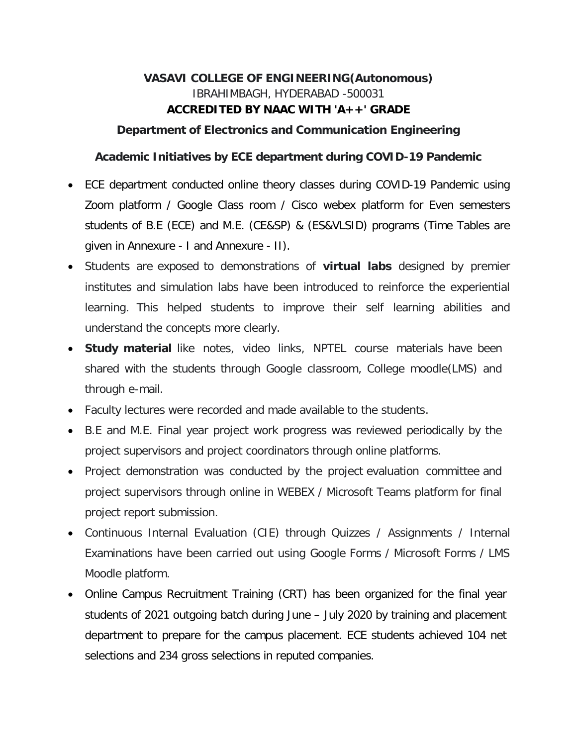# VASAVI COLLEGE OF ENGINEERING(Autonomous)

IBRAHIMBAGH, HYDERABAD -500031

**ACCREDITED BY NAAC WITH 'A++' GRADE**

## Department of Electronics and Communication Engineering

### Academic Initiatives by ECE department during COVID-19 Pandemic

- ECE department conducted online theory classes during COVID-19 Pandemic using Zoom platform / Google Class room / Cisco webex platform for Even semesters students of B.E (ECE) and M.E. (CE&SP) & (ES&VLSID) programs (Time Tables are given in Annexure - I and Annexure - II).
- Students are exposed to demonstrations of **virtual labs** designed by premier institutes and simulation labs have been introduced to reinforce the experiential learning. This helped students to improve their self learning abilities and understand the concepts more clearly.
- **Study material** like notes, video links, NPTEL course materials have been shared with the students through Google classroom, College moodle(LMS) and through e-mail.
- Faculty lectures were recorded and made available to the students.
- B.E and M.E. Final year project work progress was reviewed periodically by the project supervisors and project coordinators through online platforms.
- Project demonstration was conducted by the project evaluation committee and project supervisors through online in WEBEX / Microsoft Teams platform for final project report submission.
- Continuous Internal Evaluation (CIE) through Quizzes / Assignments / Internal Examinations have been carried out using Google Forms / Microsoft Forms / LMS Moodle platform.
- Online Campus Recruitment Training (CRT) has been organized for the final year students of 2021 outgoing batch during June – July 2020 by training and placement department to prepare for the campus placement. ECE students achieved 104 net selections and 234 gross selections in reputed companies.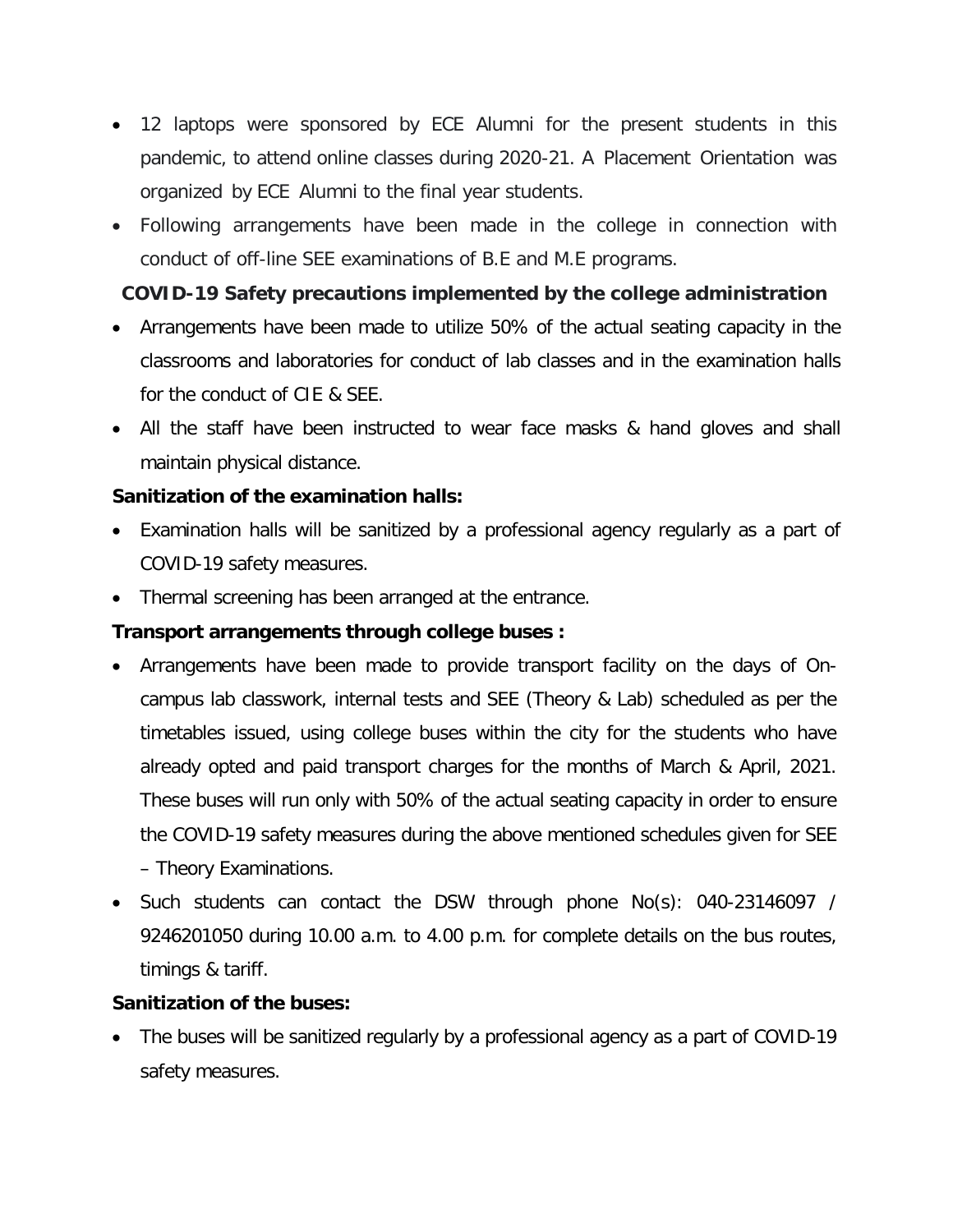- 12 laptops were sponsored by ECE Alumni for the present students in this pandemic, to attend online classes during 2020-21. A Placement Orientation was organized by ECE Alumni to the final year students.
- Following arrangements have been made in the college in connection with conduct of off-line SEE examinations of B.E and M.E programs.

**COVID-19 Safety precautions implemented by the college administration**

- Arrangements have been made to utilize 50% of the actual seating capacity in the classrooms and laboratories for conduct of lab classes and in the examination halls for the conduct of CIE & SEE.
- All the staff have been instructed to wear face masks & hand gloves and shall maintain physical distance.

**Sanitization of the examination halls:**

- Examination halls will be sanitized by a professional agency regularly as a part of COVID-19 safety measures.
- Thermal screening has been arranged at the entrance.

**Transport arrangements through college buses :**

- Arrangements have been made to provide transport facility on the days of On-campus lab classwork, internal tests and SEE (Theory & Lab) scheduled as per the timetables issued, using college buses within the city for the students who have already opted and paid transport charges for the months of March & April, 2021. These buses will run only with 50% of the actual seating capacity in order to ensure the COVID-19 safety measures during the above mentioned schedules given for SEE – Theory Examinations.
- Such students can contact the DSW through phone No(s): 040-23146097 / 9246201050 during 10.00 a.m. to 4.00 p.m. for complete details on the bus routes, timings & tariff.

**Sanitization of the buses:**

- The buses will be sanitized regularly by a professional agency as a part of COVID-19 safety measures.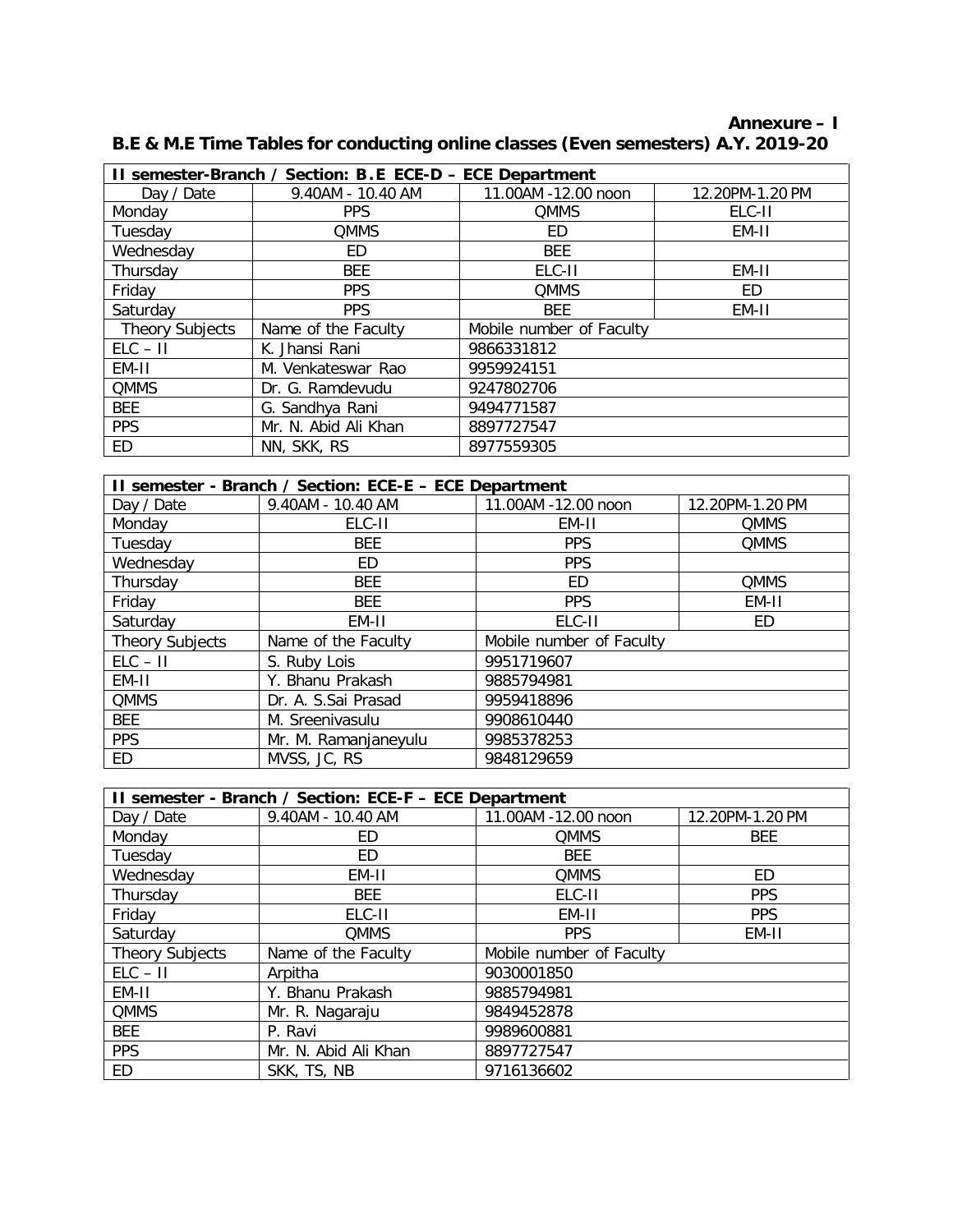**Annexure – I**

## B.E & M.E Time Tables for conducting online classes (Even semesters) A.Y. 2019-20

| **II semester-Branch / Section: B.E ECE-D – ECE Department** | | | |
|---|---|---|---|
| Day / Date | 9.40AM - 10.40 AM | 11.00AM -12.00 noon | 12.20PM-1.20 PM |
| Monday | PPS | QMMS | ELC-II |
| Tuesday | QMMS | ED | EM-II |
| Wednesday | ED | BEE | |
| Thursday | BEE | ELC-II | EM-II |
| Friday | PPS | QMMS | ED |
| Saturday | PPS | BEE | EM-II |
| Theory Subjects | Name of the Faculty | Mobile number of Faculty | |
| ELC – II | K. Jhansi Rani | 9866331812 | |
| EM-II | M. Venkateswar Rao | 9959924151 | |
| QMMS | Dr. G. Ramdevudu | 9247802706 | |
| BEE | G. Sandhya Rani | 9494771587 | |
| PPS | Mr. N. Abid Ali Khan | 8897727547 | |
| ED | NN, SKK, RS | 8977559305 | |

| **II semester - Branch / Section: ECE-E – ECE Department** | | | |
|---|---|---|---|
| Day / Date | 9.40AM - 10.40 AM | 11.00AM -12.00 noon | 12.20PM-1.20 PM |
| Monday | ELC-II | EM-II | QMMS |
| Tuesday | BEE | PPS | QMMS |
| Wednesday | ED | PPS | |
| Thursday | BEE | ED | QMMS |
| Friday | BEE | PPS | EM-II |
| Saturday | EM-II | ELC-II | ED |
| Theory Subjects | Name of the Faculty | Mobile number of Faculty | |
| ELC – II | S. Ruby Lois | 9951719607 | |
| EM-II | Y. Bhanu Prakash | 9885794981 | |
| QMMS | Dr. A. S.Sai Prasad | 9959418896 | |
| BEE | M. Sreenivasulu | 9908610440 | |
| PPS | Mr. M. Ramanjaneyulu | 9985378253 | |
| ED | MVSS, JC, RS | 9848129659 | |

| **II semester - Branch / Section: ECE-F – ECE Department** | | | |
|---|---|---|---|
| Day / Date | 9.40AM - 10.40 AM | 11.00AM -12.00 noon | 12.20PM-1.20 PM |
| Monday | ED | QMMS | BEE |
| Tuesday | ED | BEE | |
| Wednesday | EM-II | QMMS | ED |
| Thursday | BEE | ELC-II | PPS |
| Friday | ELC-II | EM-II | PPS |
| Saturday | QMMS | PPS | EM-II |
| Theory Subjects | Name of the Faculty | Mobile number of Faculty | |
| ELC – II | Arpitha | 9030001850 | |
| EM-II | Y. Bhanu Prakash | 9885794981 | |
| QMMS | Mr. R. Nagaraju | 9849452878 | |
| BEE | P. Ravi | 9989600881 | |
| PPS | Mr. N. Abid Ali Khan | 8897727547 | |
| ED | SKK, TS, NB | 9716136602 | |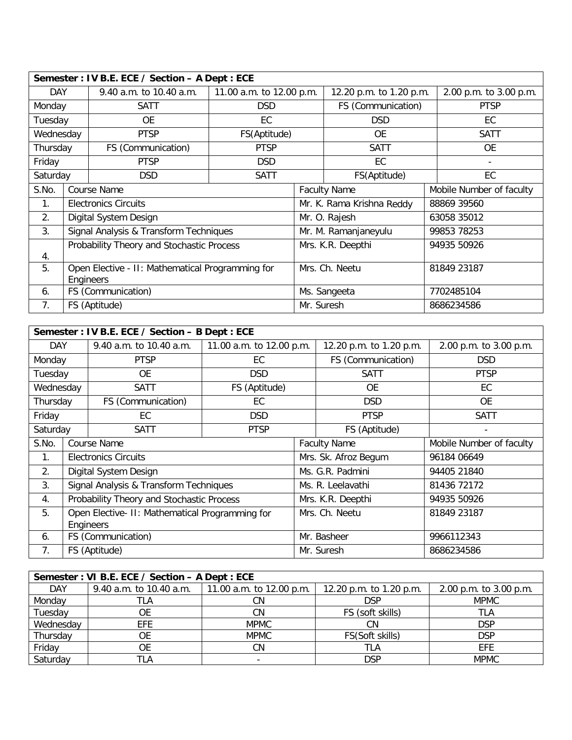| **Semester : IV B.E. ECE / Section – A Dept : ECE** | | | | |
|---|---|---|---|---|
| DAY | 9.40 a.m. to 10.40 a.m. | 11.00 a.m. to 12.00 p.m. | 12.20 p.m. to 1.20 p.m. | 2.00 p.m. to 3.00 p.m. |
| Monday | SATT | DSD | FS (Communication) | PTSP |
| Tuesday | OE | EC | DSD | EC |
| Wednesday | PTSP | FS(Aptitude) | OE | SATT |
| Thursday | FS (Communication) | PTSP | SATT | OE |
| Friday | PTSP | DSD | EC | - |
| Saturday | DSD | SATT | FS(Aptitude) | EC |

| S.No. | Course Name | Faculty Name | Mobile Number of faculty |
|---|---|---|---|
| 1. | Electronics Circuits | Mr. K. Rama Krishna Reddy | 88869 39560 |
| 2. | Digital System Design | Mr. O. Rajesh | 63058 35012 |
| 3. | Signal Analysis & Transform Techniques | Mr. M. Ramanjaneyulu | 99853 78253 |
| 4. | Probability Theory and Stochastic Process | Mrs. K.R. Deepthi | 94935 50926 |
| 5. | Open Elective - II: Mathematical Programming for Engineers | Mrs. Ch. Neetu | 81849 23187 |
| 6. | FS (Communication) | Ms. Sangeeta | 7702485104 |
| 7. | FS (Aptitude) | Mr. Suresh | 8686234586 |

| **Semester : IV B.E. ECE / Section – B Dept : ECE** | | | | |
|---|---|---|---|---|
| DAY | 9.40 a.m. to 10.40 a.m. | 11.00 a.m. to 12.00 p.m. | 12.20 p.m. to 1.20 p.m. | 2.00 p.m. to 3.00 p.m. |
| Monday | PTSP | EC | FS (Communication) | DSD |
| Tuesday | OE | DSD | SATT | PTSP |
| Wednesday | SATT | FS (Aptitude) | OE | EC |
| Thursday | FS (Communication) | EC | DSD | OE |
| Friday | EC | DSD | PTSP | SATT |
| Saturday | SATT | PTSP | FS (Aptitude) | - |

| S.No. | Course Name | Faculty Name | Mobile Number of faculty |
|---|---|---|---|
| 1. | Electronics Circuits | Mrs. Sk. Afroz Begum | 96184 06649 |
| 2. | Digital System Design | Ms. G.R. Padmini | 94405 21840 |
| 3. | Signal Analysis & Transform Techniques | Ms. R. Leelavathi | 81436 72172 |
| 4. | Probability Theory and Stochastic Process | Mrs. K.R. Deepthi | 94935 50926 |
| 5. | Open Elective- II: Mathematical Programming for Engineers | Mrs. Ch. Neetu | 81849 23187 |
| 6. | FS (Communication) | Mr. Basheer | 9966112343 |
| 7. | FS (Aptitude) | Mr. Suresh | 8686234586 |

| **Semester : VI B.E. ECE / Section – A Dept : ECE** | | | | |
|---|---|---|---|---|
| DAY | 9.40 a.m. to 10.40 a.m. | 11.00 a.m. to 12.00 p.m. | 12.20 p.m. to 1.20 p.m. | 2.00 p.m. to 3.00 p.m. |
| Monday | TLA | CN | DSP | MPMC |
| Tuesday | OE | CN | FS (soft skills) | TLA |
| Wednesday | EFE | MPMC | CN | DSP |
| Thursday | OE | MPMC | FS(Soft skills) | DSP |
| Friday | OE | CN | TLA | EFE |
| Saturday | TLA | - | DSP | MPMC |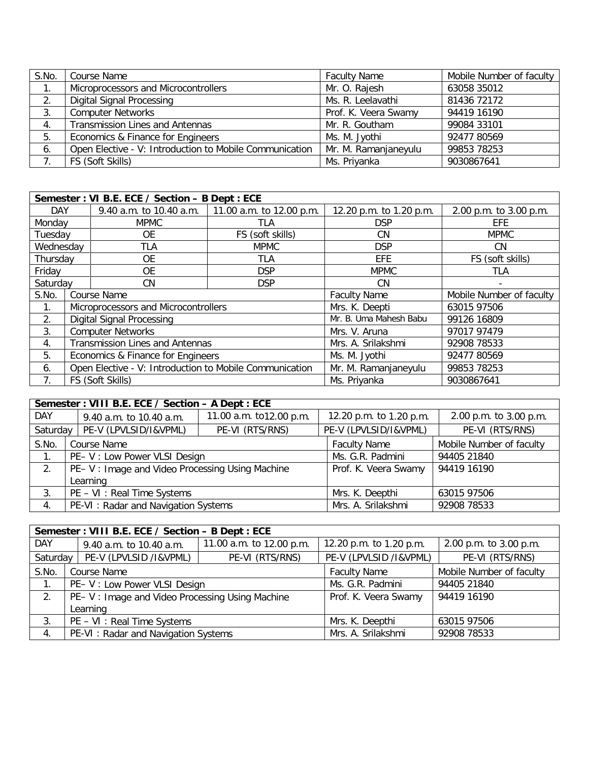| S.No. | Course Name | Faculty Name | Mobile Number of faculty |
|---|---|---|---|
| 1. | Microprocessors and Microcontrollers | Mr. O. Rajesh | 63058 35012 |
| 2. | Digital Signal Processing | Ms. R. Leelavathi | 81436 72172 |
| 3. | Computer Networks | Prof. K. Veera Swamy | 94419 16190 |
| 4. | Transmission Lines and Antennas | Mr. R. Goutham | 99084 33101 |
| 5. | Economics & Finance for Engineers | Ms. M. Jyothi | 92477 80569 |
| 6. | Open Elective - V: Introduction to Mobile Communication | Mr. M. Ramanjaneyulu | 99853 78253 |
| 7. | FS (Soft Skills) | Ms. Priyanka | 9030867641 |

**Semester : VI B.E. ECE / Section – B Dept : ECE**

| DAY | 9.40 a.m. to 10.40 a.m. | 11.00 a.m. to 12.00 p.m. | 12.20 p.m. to 1.20 p.m. | 2.00 p.m. to 3.00 p.m. |
|---|---|---|---|---|
| Monday | MPMC | TLA | DSP | EFE |
| Tuesday | OE | FS (soft skills) | CN | MPMC |
| Wednesday | TLA | MPMC | DSP | CN |
| Thursday | OE | TLA | EFE | FS (soft skills) |
| Friday | OE | DSP | MPMC | TLA |
| Saturday | CN | DSP | CN | - |

| S.No. | Course Name | Faculty Name | Mobile Number of faculty |
|---|---|---|---|
| 1. | Microprocessors and Microcontrollers | Mrs. K. Deepti | 63015 97506 |
| 2. | Digital Signal Processing | Mr. B. Uma Mahesh Babu | 99126 16809 |
| 3. | Computer Networks | Mrs. V. Aruna | 97017 97479 |
| 4. | Transmission Lines and Antennas | Mrs. A. Srilakshmi | 92908 78533 |
| 5. | Economics & Finance for Engineers | Ms. M. Jyothi | 92477 80569 |
| 6. | Open Elective - V: Introduction to Mobile Communication | Mr. M. Ramanjaneyulu | 99853 78253 |
| 7. | FS (Soft Skills) | Ms. Priyanka | 9030867641 |

**Semester : VIII B.E. ECE / Section – A Dept : ECE**

| DAY | 9.40 a.m. to 10.40 a.m. | 11.00 a.m. to12.00 p.m. | 12.20 p.m. to 1.20 p.m. | 2.00 p.m. to 3.00 p.m. |
|---|---|---|---|---|
| Saturday | PE-V (LPVLSID/I&VPML) | PE-VI (RTS/RNS) | PE-V (LPVLSID/I&VPML) | PE-VI (RTS/RNS) |

| S.No. | Course Name | Faculty Name | Mobile Number of faculty |
|---|---|---|---|
| 1. | PE– V : Low Power VLSI Design | Ms. G.R. Padmini | 94405 21840 |
| 2. | PE– V : Image and Video Processing Using Machine Learning | Prof. K. Veera Swamy | 94419 16190 |
| 3. | PE – VI : Real Time Systems | Mrs. K. Deepthi | 63015 97506 |
| 4. | PE-VI : Radar and Navigation Systems | Mrs. A. Srilakshmi | 92908 78533 |

**Semester : VIII B.E. ECE / Section – B Dept : ECE**

| DAY | 9.40 a.m. to 10.40 a.m. | 11.00 a.m. to 12.00 p.m. | 12.20 p.m. to 1.20 p.m. | 2.00 p.m. to 3.00 p.m. |
|---|---|---|---|---|
| Saturday | PE-V (LPVLSID /I&VPML) | PE-VI (RTS/RNS) | PE-V (LPVLSID /I&VPML) | PE-VI (RTS/RNS) |

| S.No. | Course Name | Faculty Name | Mobile Number of faculty |
|---|---|---|---|
| 1. | PE– V : Low Power VLSI Design | Ms. G.R. Padmini | 94405 21840 |
| 2. | PE– V : Image and Video Processing Using Machine Learning | Prof. K. Veera Swamy | 94419 16190 |
| 3. | PE – VI : Real Time Systems | Mrs. K. Deepthi | 63015 97506 |
| 4. | PE-VI : Radar and Navigation Systems | Mrs. A. Srilakshmi | 92908 78533 |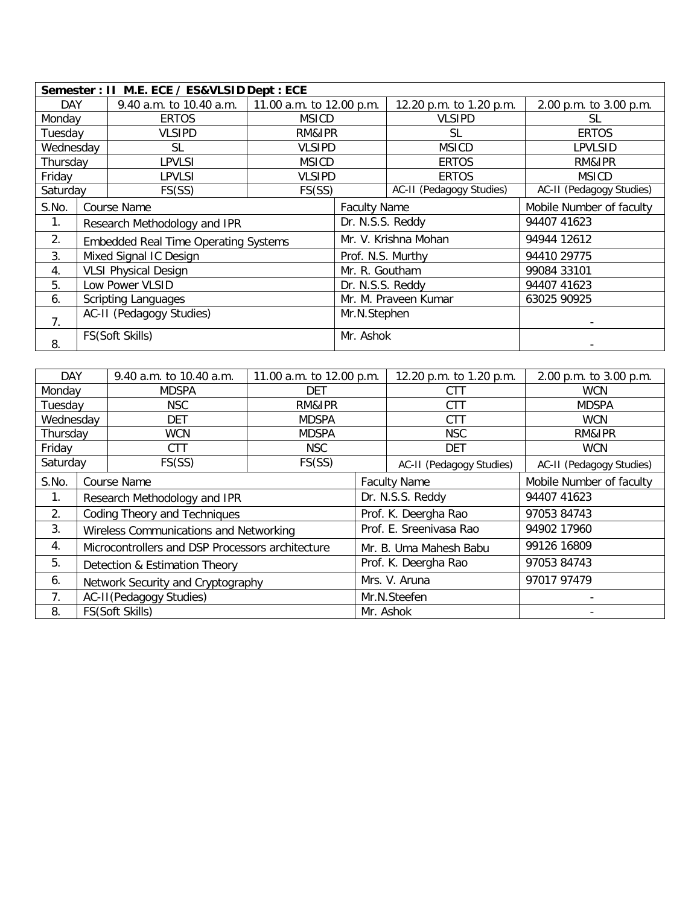| Semester : II M.E. ECE / ES&VLSID Dept : ECE | | | | |
|---|---|---|---|---|
| DAY | 9.40 a.m. to 10.40 a.m. | 11.00 a.m. to 12.00 p.m. | 12.20 p.m. to 1.20 p.m. | 2.00 p.m. to 3.00 p.m. |
| Monday | ERTOS | MSICD | VLSIPD | SL |
| Tuesday | VLSIPD | RM&IPR | SL | ERTOS |
| Wednesday | SL | VLSIPD | MSICD | LPVLSID |
| Thursday | LPVLSI | MSICD | ERTOS | RM&IPR |
| Friday | LPVLSI | VLSIPD | ERTOS | MSICD |
| Saturday | FS(SS) | FS(SS) | AC-II (Pedagogy Studies) | AC-II (Pedagogy Studies) |

| S.No. | Course Name | Faculty Name | Mobile Number of faculty |
|---|---|---|---|
| 1. | Research Methodology and IPR | Dr. N.S.S. Reddy | 94407 41623 |
| 2. | Embedded Real Time Operating Systems | Mr. V. Krishna Mohan | 94944 12612 |
| 3. | Mixed Signal IC Design | Prof. N.S. Murthy | 94410 29775 |
| 4. | VLSI Physical Design | Mr. R. Goutham | 99084 33101 |
| 5. | Low Power VLSID | Dr. N.S.S. Reddy | 94407 41623 |
| 6. | Scripting Languages | Mr. M. Praveen Kumar | 63025 90925 |
| 7. | AC-II (Pedagogy Studies) | Mr.N.Stephen | - |
| 8. | FS(Soft Skills) | Mr. Ashok | - |

| DAY | 9.40 a.m. to 10.40 a.m. | 11.00 a.m. to 12.00 p.m. | 12.20 p.m. to 1.20 p.m. | 2.00 p.m. to 3.00 p.m. |
|---|---|---|---|---|
| Monday | MDSPA | DET | CTT | WCN |
| Tuesday | NSC | RM&IPR | CTT | MDSPA |
| Wednesday | DET | MDSPA | CTT | WCN |
| Thursday | WCN | MDSPA | NSC | RM&IPR |
| Friday | CTT | NSC | DET | WCN |
| Saturday | FS(SS) | FS(SS) | AC-II (Pedagogy Studies) | AC-II (Pedagogy Studies) |

| S.No. | Course Name | Faculty Name | Mobile Number of faculty |
|---|---|---|---|
| 1. | Research Methodology and IPR | Dr. N.S.S. Reddy | 94407 41623 |
| 2. | Coding Theory and Techniques | Prof. K. Deergha Rao | 97053 84743 |
| 3. | Wireless Communications and Networking | Prof. E. Sreenivasa Rao | 94902 17960 |
| 4. | Microcontrollers and DSP Processors architecture | Mr. B. Uma Mahesh Babu | 99126 16809 |
| 5. | Detection & Estimation Theory | Prof. K. Deergha Rao | 97053 84743 |
| 6. | Network Security and Cryptography | Mrs. V. Aruna | 97017 97479 |
| 7. | AC-II(Pedagogy Studies) | Mr.N.Steefen | - |
| 8. | FS(Soft Skills) | Mr. Ashok | - |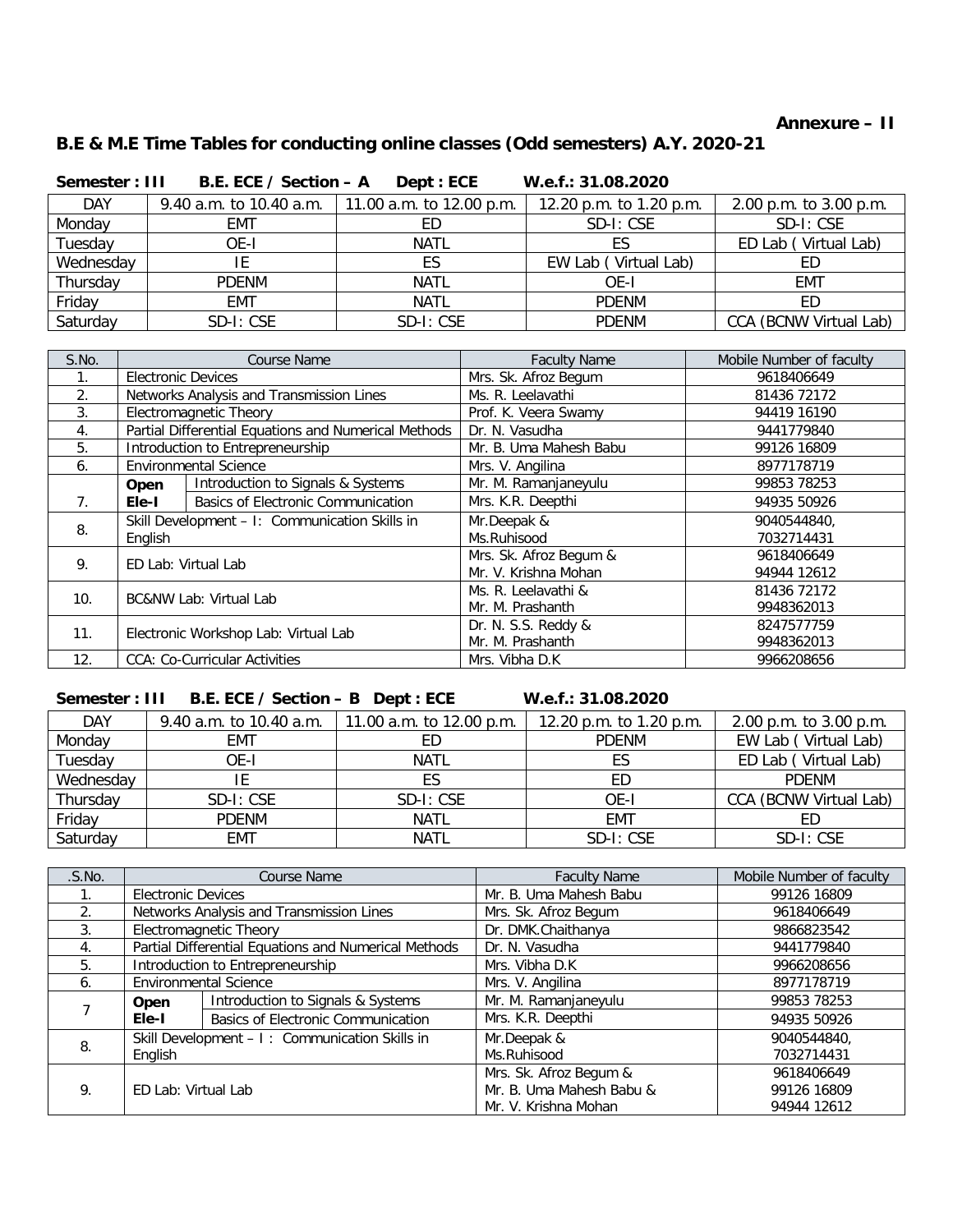**Annexure – II**

## B.E & M.E Time Tables for conducting online classes (Odd semesters) A.Y. 2020-21

**Semester : III B.E. ECE / Section – A Dept : ECE W.e.f.: 31.08.2020**

| DAY | 9.40 a.m. to 10.40 a.m. | 11.00 a.m. to 12.00 p.m. | 12.20 p.m. to 1.20 p.m. | 2.00 p.m. to 3.00 p.m. |
|---|---|---|---|---|
| Monday | EMT | ED | SD-I: CSE | SD-I: CSE |
| Tuesday | OE-I | NATL | ES | ED Lab ( Virtual Lab) |
| Wednesday | IE | ES | EW Lab ( Virtual Lab) | ED |
| Thursday | PDENM | NATL | OE-I | EMT |
| Friday | EMT | NATL | PDENM | ED |
| Saturday | SD-I: CSE | SD-I: CSE | PDENM | CCA (BCNW Virtual Lab) |

| S.No. | Course Name | | Faculty Name | Mobile Number of faculty |
|---|---|---|---|---|
| 1. | Electronic Devices | | Mrs. Sk. Afroz Begum | 9618406649 |
| 2. | Networks Analysis and Transmission Lines | | Ms. R. Leelavathi | 81436 72172 |
| 3. | Electromagnetic Theory | | Prof. K. Veera Swamy | 94419 16190 |
| 4. | Partial Differential Equations and Numerical Methods | | Dr. N. Vasudha | 9441779840 |
| 5. | Introduction to Entrepreneurship | | Mr. B. Uma Mahesh Babu | 99126 16809 |
| 6. | Environmental Science | | Mrs. V. Angilina | 8977178719 |
| 7. | **Open Ele-I** | Introduction to Signals & Systems | Mr. M. Ramanjaneyulu | 99853 78253 |
| | | Basics of Electronic Communication | Mrs. K.R. Deepthi | 94935 50926 |
| 8. | Skill Development – I: Communication Skills in English | | Mr.Deepak & Ms.Ruhisood | 9040544840, 7032714431 |
| 9. | ED Lab: Virtual Lab | | Mrs. Sk. Afroz Begum & Mr. V. Krishna Mohan | 9618406649 94944 12612 |
| 10. | BC&NW Lab: Virtual Lab | | Ms. R. Leelavathi & Mr. M. Prashanth | 81436 72172 9948362013 |
| 11. | Electronic Workshop Lab: Virtual Lab | | Dr. N. S.S. Reddy & Mr. M. Prashanth | 8247577759 9948362013 |
| 12. | CCA: Co-Curricular Activities | | Mrs. Vibha D.K | 9966208656 |

**Semester : III B.E. ECE / Section – B Dept : ECE W.e.f.: 31.08.2020**

| DAY | 9.40 a.m. to 10.40 a.m. | 11.00 a.m. to 12.00 p.m. | 12.20 p.m. to 1.20 p.m. | 2.00 p.m. to 3.00 p.m. |
|---|---|---|---|---|
| Monday | EMT | ED | PDENM | EW Lab ( Virtual Lab) |
| Tuesday | OE-I | NATL | ES | ED Lab ( Virtual Lab) |
| Wednesday | IE | ES | ED | PDENM |
| Thursday | SD-I: CSE | SD-I: CSE | OE-I | CCA (BCNW Virtual Lab) |
| Friday | PDENM | NATL | EMT | ED |
| Saturday | EMT | NATL | SD-I: CSE | SD-I: CSE |

| .S.No. | Course Name | | Faculty Name | Mobile Number of faculty |
|---|---|---|---|---|
| 1. | Electronic Devices | | Mr. B. Uma Mahesh Babu | 99126 16809 |
| 2. | Networks Analysis and Transmission Lines | | Mrs. Sk. Afroz Begum | 9618406649 |
| 3. | Electromagnetic Theory | | Dr. DMK.Chaithanya | 9866823542 |
| 4. | Partial Differential Equations and Numerical Methods | | Dr. N. Vasudha | 9441779840 |
| 5. | Introduction to Entrepreneurship | | Mrs. Vibha D.K | 9966208656 |
| 6. | Environmental Science | | Mrs. V. Angilina | 8977178719 |
| 7 | **Open Ele-I** | Introduction to Signals & Systems | Mr. M. Ramanjaneyulu | 99853 78253 |
| | | Basics of Electronic Communication | Mrs. K.R. Deepthi | 94935 50926 |
| 8. | Skill Development – I : Communication Skills in English | | Mr.Deepak & Ms.Ruhisood | 9040544840, 7032714431 |
| 9. | ED Lab: Virtual Lab | | Mrs. Sk. Afroz Begum & Mr. B. Uma Mahesh Babu & Mr. V. Krishna Mohan | 9618406649 99126 16809 94944 12612 |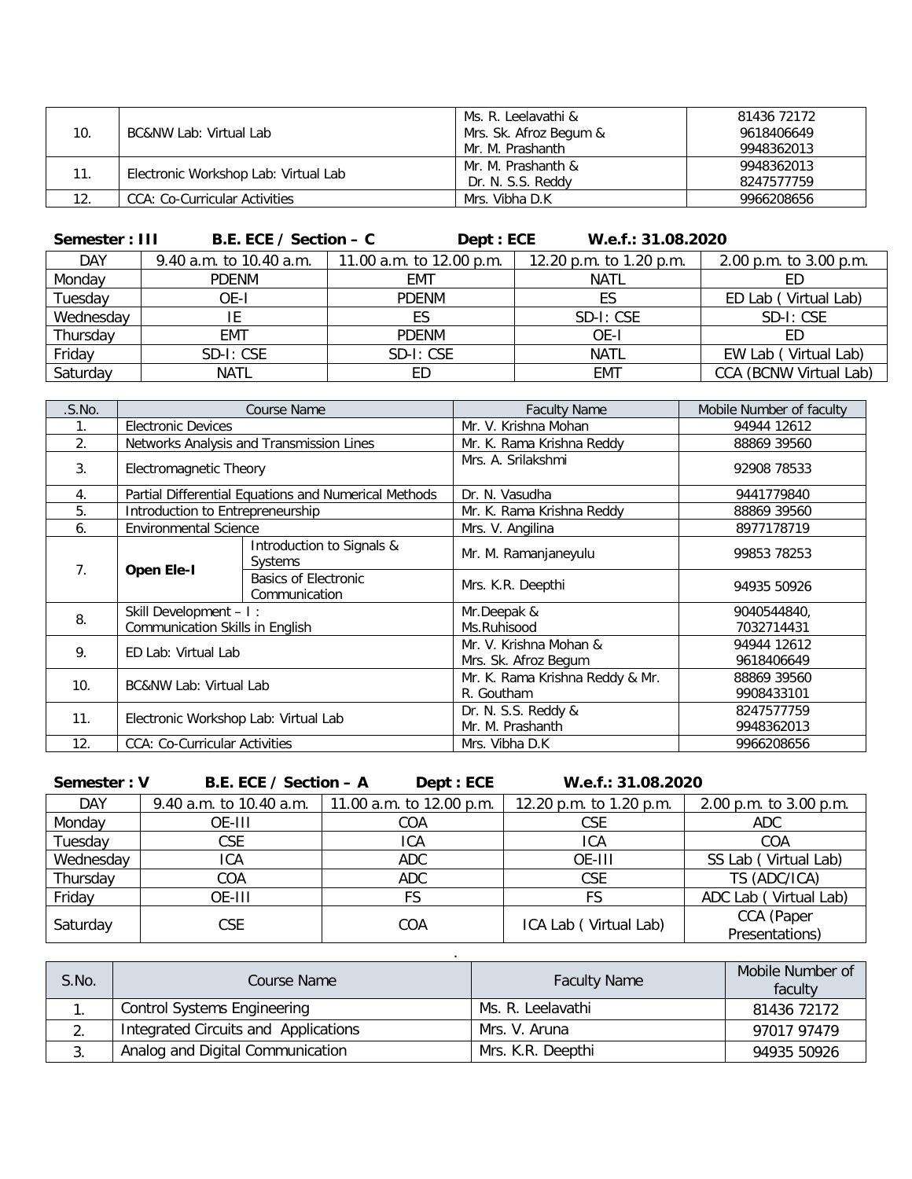| 10. | BC&NW Lab: Virtual Lab | Ms. R. Leelavathi & Mrs. Sk. Afroz Begum & Mr. M. Prashanth | 81436 72172 9618406649 9948362013 |
|---|---|---|---|
| 11. | Electronic Workshop Lab: Virtual Lab | Mr. M. Prashanth & Dr. N. S.S. Reddy | 9948362013 8247577759 |
| 12. | CCA: Co-Curricular Activities | Mrs. Vibha D.K | 9966208656 |

**Semester : III B.E. ECE / Section – C Dept : ECE W.e.f.: 31.08.2020**

| DAY | 9.40 a.m. to 10.40 a.m. | 11.00 a.m. to 12.00 p.m. | 12.20 p.m. to 1.20 p.m. | 2.00 p.m. to 3.00 p.m. |
|---|---|---|---|---|
| Monday | PDENM | EMT | NATL | ED |
| Tuesday | OE-I | PDENM | ES | ED Lab ( Virtual Lab) |
| Wednesday | IE | ES | SD-I: CSE | SD-I: CSE |
| Thursday | EMT | PDENM | OE-I | ED |
| Friday | SD-I: CSE | SD-I: CSE | NATL | EW Lab ( Virtual Lab) |
| Saturday | NATL | ED | EMT | CCA (BCNW Virtual Lab) |

| .S.No. | Course Name | | Faculty Name | Mobile Number of faculty |
|---|---|---|---|---|
| 1. | Electronic Devices | | Mr. V. Krishna Mohan | 94944 12612 |
| 2. | Networks Analysis and Transmission Lines | | Mr. K. Rama Krishna Reddy | 88869 39560 |
| 3. | Electromagnetic Theory | | Mrs. A. Srilakshmi | 92908 78533 |
| 4. | Partial Differential Equations and Numerical Methods | | Dr. N. Vasudha | 9441779840 |
| 5. | Introduction to Entrepreneurship | | Mr. K. Rama Krishna Reddy | 88869 39560 |
| 6. | Environmental Science | | Mrs. V. Angilina | 8977178719 |
| 7. | **Open Ele-I** | Introduction to Signals & Systems | Mr. M. Ramanjaneyulu | 99853 78253 |
| | | Basics of Electronic Communication | Mrs. K.R. Deepthi | 94935 50926 |
| 8. | Skill Development – I : Communication Skills in English | | Mr.Deepak & Ms.Ruhisood | 9040544840, 7032714431 |
| 9. | ED Lab: Virtual Lab | | Mr. V. Krishna Mohan & Mrs. Sk. Afroz Begum | 94944 12612 9618406649 |
| 10. | BC&NW Lab: Virtual Lab | | Mr. K. Rama Krishna Reddy & Mr. R. Goutham | 88869 39560 9908433101 |
| 11. | Electronic Workshop Lab: Virtual Lab | | Dr. N. S.S. Reddy & Mr. M. Prashanth | 8247577759 9948362013 |
| 12. | CCA: Co-Curricular Activities | | Mrs. Vibha D.K | 9966208656 |

**Semester : V B.E. ECE / Section – A Dept : ECE W.e.f.: 31.08.2020**

| DAY | 9.40 a.m. to 10.40 a.m. | 11.00 a.m. to 12.00 p.m. | 12.20 p.m. to 1.20 p.m. | 2.00 p.m. to 3.00 p.m. |
|---|---|---|---|---|
| Monday | OE-III | COA | CSE | ADC |
| Tuesday | CSE | ICA | ICA | COA |
| Wednesday | ICA | ADC | OE-III | SS Lab ( Virtual Lab) |
| Thursday | COA | ADC | CSE | TS (ADC/ICA) |
| Friday | OE-III | FS | FS | ADC Lab ( Virtual Lab) |
| Saturday | CSE | COA | ICA Lab ( Virtual Lab) | CCA (Paper Presentations) |

| S.No. | Course Name | Faculty Name | Mobile Number of faculty |
|---|---|---|---|
| 1. | Control Systems Engineering | Ms. R. Leelavathi | 81436 72172 |
| 2. | Integrated Circuits and Applications | Mrs. V. Aruna | 97017 97479 |
| 3. | Analog and Digital Communication | Mrs. K.R. Deepthi | 94935 50926 |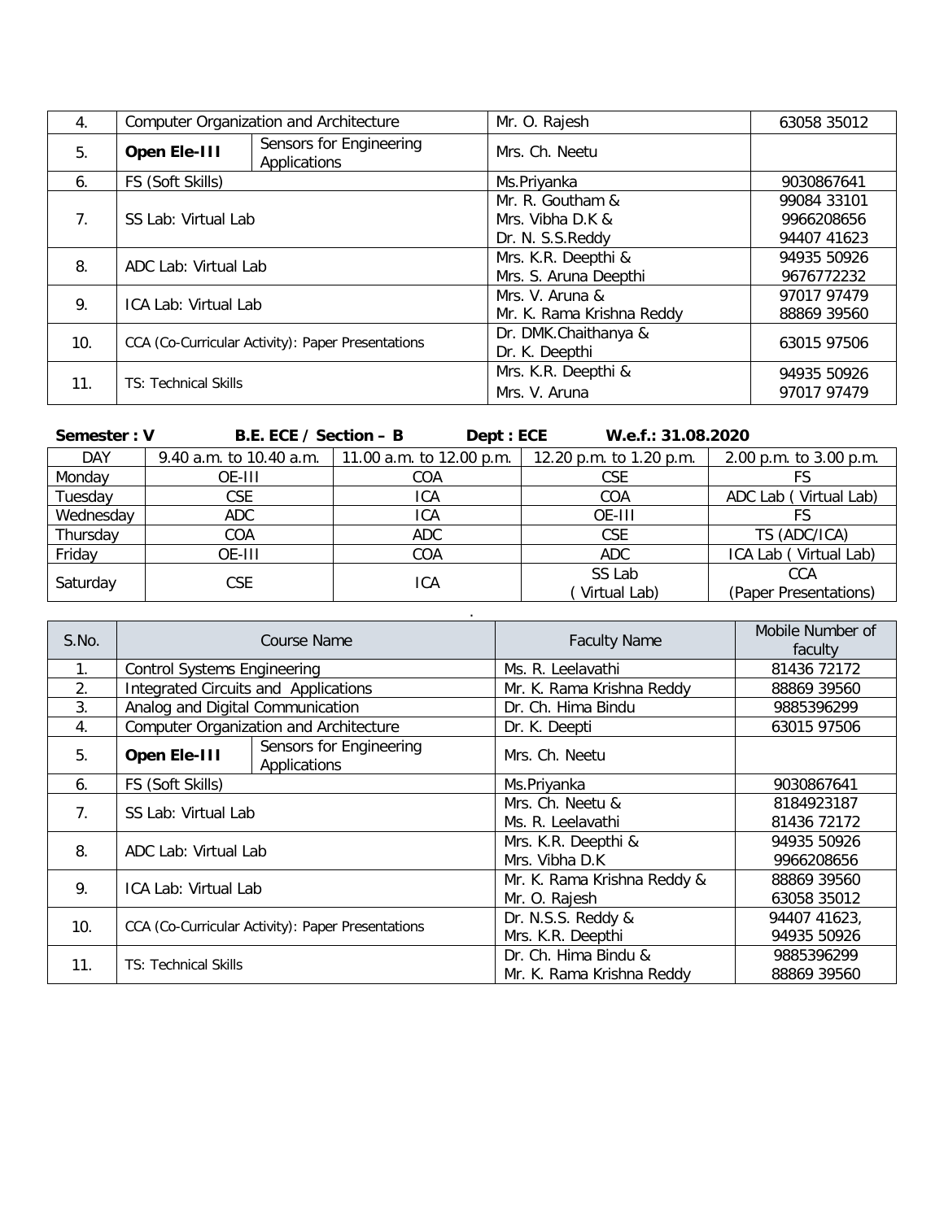| 4. | Computer Organization and Architecture | | Mr. O. Rajesh | 63058 35012 |
|---|---|---|---|---|
| 5. | **Open Ele-III** | Sensors for Engineering Applications | Mrs. Ch. Neetu | |
| 6. | FS (Soft Skills) | | Ms.Priyanka | 9030867641 |
| 7. | SS Lab: Virtual Lab | | Mr. R. Goutham & Mrs. Vibha D.K & Dr. N. S.S.Reddy | 99084 33101 9966208656 94407 41623 |
| 8. | ADC Lab: Virtual Lab | | Mrs. K.R. Deepthi & Mrs. S. Aruna Deepthi | 94935 50926 9676772232 |
| 9. | ICA Lab: Virtual Lab | | Mrs. V. Aruna & Mr. K. Rama Krishna Reddy | 97017 97479 88869 39560 |
| 10. | CCA (Co-Curricular Activity): Paper Presentations | | Dr. DMK.Chaithanya & Dr. K. Deepthi | 63015 97506 |
| 11. | TS: Technical Skills | | Mrs. K.R. Deepthi & Mrs. V. Aruna | 94935 50926 97017 97479 |

**Semester : V** **B.E. ECE / Section – B** **Dept : ECE** **W.e.f.: 31.08.2020**

| DAY | 9.40 a.m. to 10.40 a.m. | 11.00 a.m. to 12.00 p.m. | 12.20 p.m. to 1.20 p.m. | 2.00 p.m. to 3.00 p.m. |
|---|---|---|---|---|
| Monday | OE-III | COA | CSE | FS |
| Tuesday | CSE | ICA | COA | ADC Lab ( Virtual Lab) |
| Wednesday | ADC | ICA | OE-III | FS |
| Thursday | COA | ADC | CSE | TS (ADC/ICA) |
| Friday | OE-III | COA | ADC | ICA Lab ( Virtual Lab) |
| Saturday | CSE | ICA | SS Lab ( Virtual Lab) | CCA (Paper Presentations) |

| S.No. | Course Name | | Faculty Name | Mobile Number of faculty |
|---|---|---|---|---|
| 1. | Control Systems Engineering | | Ms. R. Leelavathi | 81436 72172 |
| 2. | Integrated Circuits and Applications | | Mr. K. Rama Krishna Reddy | 88869 39560 |
| 3. | Analog and Digital Communication | | Dr. Ch. Hima Bindu | 9885396299 |
| 4. | Computer Organization and Architecture | | Dr. K. Deepti | 63015 97506 |
| 5. | **Open Ele-III** | Sensors for Engineering Applications | Mrs. Ch. Neetu | |
| 6. | FS (Soft Skills) | | Ms.Priyanka | 9030867641 |
| 7. | SS Lab: Virtual Lab | | Mrs. Ch. Neetu & Ms. R. Leelavathi | 8184923187 81436 72172 |
| 8. | ADC Lab: Virtual Lab | | Mrs. K.R. Deepthi & Mrs. Vibha D.K | 94935 50926 9966208656 |
| 9. | ICA Lab: Virtual Lab | | Mr. K. Rama Krishna Reddy & Mr. O. Rajesh | 88869 39560 63058 35012 |
| 10. | CCA (Co-Curricular Activity): Paper Presentations | | Dr. N.S.S. Reddy & Mrs. K.R. Deepthi | 94407 41623, 94935 50926 |
| 11. | TS: Technical Skills | | Dr. Ch. Hima Bindu & Mr. K. Rama Krishna Reddy | 9885396299 88869 39560 |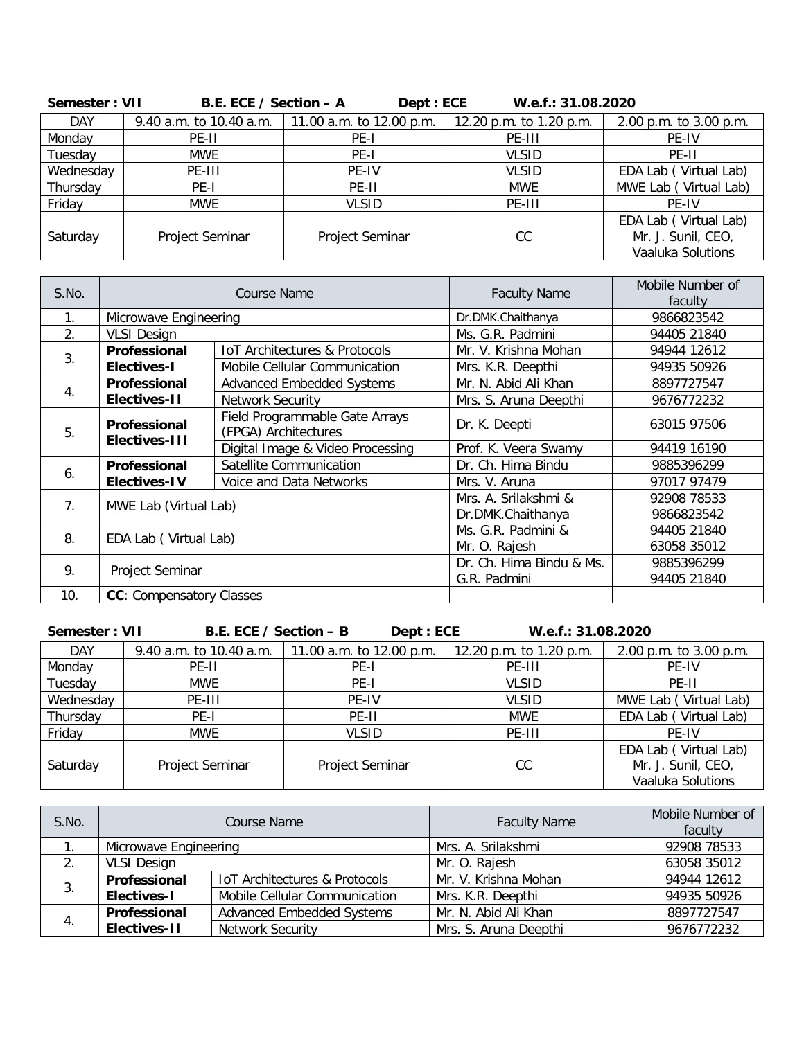**Semester : VII　　　B.E. ECE / Section – A　　　Dept : ECE　　　W.e.f.: 31.08.2020**

| DAY | 9.40 a.m. to 10.40 a.m. | 11.00 a.m. to 12.00 p.m. | 12.20 p.m. to 1.20 p.m. | 2.00 p.m. to 3.00 p.m. |
|---|---|---|---|---|
| Monday | PE-II | PE-I | PE-III | PE-IV |
| Tuesday | MWE | PE-I | VLSID | PE-II |
| Wednesday | PE-III | PE-IV | VLSID | EDA Lab ( Virtual Lab) |
| Thursday | PE-I | PE-II | MWE | MWE Lab ( Virtual Lab) |
| Friday | MWE | VLSID | PE-III | PE-IV |
| Saturday | Project Seminar | Project Seminar | CC | EDA Lab ( Virtual Lab) Mr. J. Sunil, CEO, Vaaluka Solutions |

| S.No. | Course Name | | Faculty Name | Mobile Number of faculty |
|---|---|---|---|---|
| 1. | Microwave Engineering | | Dr.DMK.Chaithanya | 9866823542 |
| 2. | VLSI Design | | Ms. G.R. Padmini | 94405 21840 |
| 3. | **Professional Electives-I** | IoT Architectures & Protocols | Mr. V. Krishna Mohan | 94944 12612 |
| | | Mobile Cellular Communication | Mrs. K.R. Deepthi | 94935 50926 |
| 4. | **Professional Electives-II** | Advanced Embedded Systems | Mr. N. Abid Ali Khan | 8897727547 |
| | | Network Security | Mrs. S. Aruna Deepthi | 9676772232 |
| 5. | **Professional Electives-III** | Field Programmable Gate Arrays (FPGA) Architectures | Dr. K. Deepti | 63015 97506 |
| | | Digital Image & Video Processing | Prof. K. Veera Swamy | 94419 16190 |
| 6. | **Professional Electives-IV** | Satellite Communication | Dr. Ch. Hima Bindu | 9885396299 |
| | | Voice and Data Networks | Mrs. V. Aruna | 97017 97479 |
| 7. | MWE Lab (Virtual Lab) | | Mrs. A. Srilakshmi & Dr.DMK.Chaithanya | 92908 78533 9866823542 |
| 8. | EDA Lab ( Virtual Lab) | | Ms. G.R. Padmini & Mr. O. Rajesh | 94405 21840 63058 35012 |
| 9. | Project Seminar | | Dr. Ch. Hima Bindu & Ms. G.R. Padmini | 9885396299 94405 21840 |
| 10. | **CC**: Compensatory Classes | | | |

**Semester : VII　　　B.E. ECE / Section – B　　　Dept : ECE　　　W.e.f.: 31.08.2020**

| DAY | 9.40 a.m. to 10.40 a.m. | 11.00 a.m. to 12.00 p.m. | 12.20 p.m. to 1.20 p.m. | 2.00 p.m. to 3.00 p.m. |
|---|---|---|---|---|
| Monday | PE-II | PE-I | PE-III | PE-IV |
| Tuesday | MWE | PE-I | VLSID | PE-II |
| Wednesday | PE-III | PE-IV | VLSID | MWE Lab ( Virtual Lab) |
| Thursday | PE-I | PE-II | MWE | EDA Lab ( Virtual Lab) |
| Friday | MWE | VLSID | PE-III | PE-IV |
| Saturday | Project Seminar | Project Seminar | CC | EDA Lab ( Virtual Lab) Mr. J. Sunil, CEO, Vaaluka Solutions |

| S.No. | Course Name | | Faculty Name | Mobile Number of faculty |
|---|---|---|---|---|
| 1. | Microwave Engineering | | Mrs. A. Srilakshmi | 92908 78533 |
| 2. | VLSI Design | | Mr. O. Rajesh | 63058 35012 |
| 3. | **Professional Electives-I** | IoT Architectures & Protocols | Mr. V. Krishna Mohan | 94944 12612 |
| | | Mobile Cellular Communication | Mrs. K.R. Deepthi | 94935 50926 |
| 4. | **Professional Electives-II** | Advanced Embedded Systems | Mr. N. Abid Ali Khan | 8897727547 |
| | | Network Security | Mrs. S. Aruna Deepthi | 9676772232 |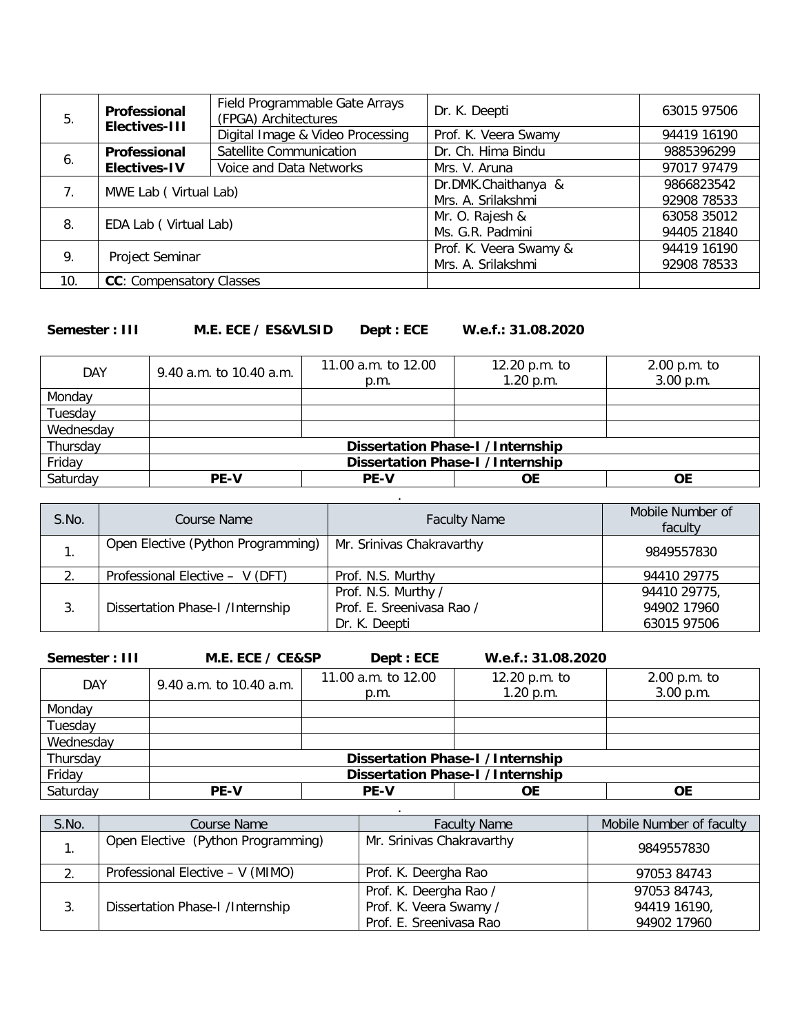| 5. | **Professional Electives-III** | Field Programmable Gate Arrays (FPGA) Architectures | Dr. K. Deepti | 63015 97506 |
|---|---|---|---|---|
| | | Digital Image & Video Processing | Prof. K. Veera Swamy | 94419 16190 |
| 6. | **Professional Electives-IV** | Satellite Communication | Dr. Ch. Hima Bindu | 9885396299 |
| | | Voice and Data Networks | Mrs. V. Aruna | 97017 97479 |
| 7. | MWE Lab ( Virtual Lab) | | Dr.DMK.Chaithanya & Mrs. A. Srilakshmi | 9866823542 92908 78533 |
| 8. | EDA Lab ( Virtual Lab) | | Mr. O. Rajesh & Ms. G.R. Padmini | 63058 35012 94405 21840 |
| 9. | Project Seminar | | Prof. K. Veera Swamy & Mrs. A. Srilakshmi | 94419 16190 92908 78533 |
| 10. | **CC**: Compensatory Classes | | | |

**Semester : III M.E. ECE / ES&VLSID Dept : ECE W.e.f.: 31.08.2020**

| DAY | 9.40 a.m. to 10.40 a.m. | 11.00 a.m. to 12.00 p.m. | 12.20 p.m. to 1.20 p.m. | 2.00 p.m. to 3.00 p.m. |
|---|---|---|---|---|
| Monday | | | | |
| Tuesday | | | | |
| Wednesday | | | | |
| Thursday | **Dissertation Phase-I /Internship** | | | |
| Friday | **Dissertation Phase-I /Internship** | | | |
| Saturday | **PE-V** | **PE-V** | **OE** | **OE** |

| S.No. | Course Name | Faculty Name | Mobile Number of faculty |
|---|---|---|---|
| 1. | Open Elective (Python Programming) | Mr. Srinivas Chakravarthy | 9849557830 |
| 2. | Professional Elective – V (DFT) | Prof. N.S. Murthy | 94410 29775 |
| 3. | Dissertation Phase-I /Internship | Prof. N.S. Murthy / Prof. E. Sreenivasa Rao / Dr. K. Deepti | 94410 29775, 94902 17960 63015 97506 |

**Semester : III M.E. ECE / CE&SP Dept : ECE W.e.f.: 31.08.2020**

| DAY | 9.40 a.m. to 10.40 a.m. | 11.00 a.m. to 12.00 p.m. | 12.20 p.m. to 1.20 p.m. | 2.00 p.m. to 3.00 p.m. |
|---|---|---|---|---|
| Monday | | | | |
| Tuesday | | | | |
| Wednesday | | | | |
| Thursday | **Dissertation Phase-I /Internship** | | | |
| Friday | **Dissertation Phase-I /Internship** | | | |
| Saturday | **PE-V** | **PE-V** | **OE** | **OE** |

| S.No. | Course Name | Faculty Name | Mobile Number of faculty |
|---|---|---|---|
| 1. | Open Elective (Python Programming) | Mr. Srinivas Chakravarthy | 9849557830 |
| 2. | Professional Elective – V (MIMO) | Prof. K. Deergha Rao | 97053 84743 |
| 3. | Dissertation Phase-I /Internship | Prof. K. Deergha Rao / Prof. K. Veera Swamy / Prof. E. Sreenivasa Rao | 97053 84743, 94419 16190, 94902 17960 |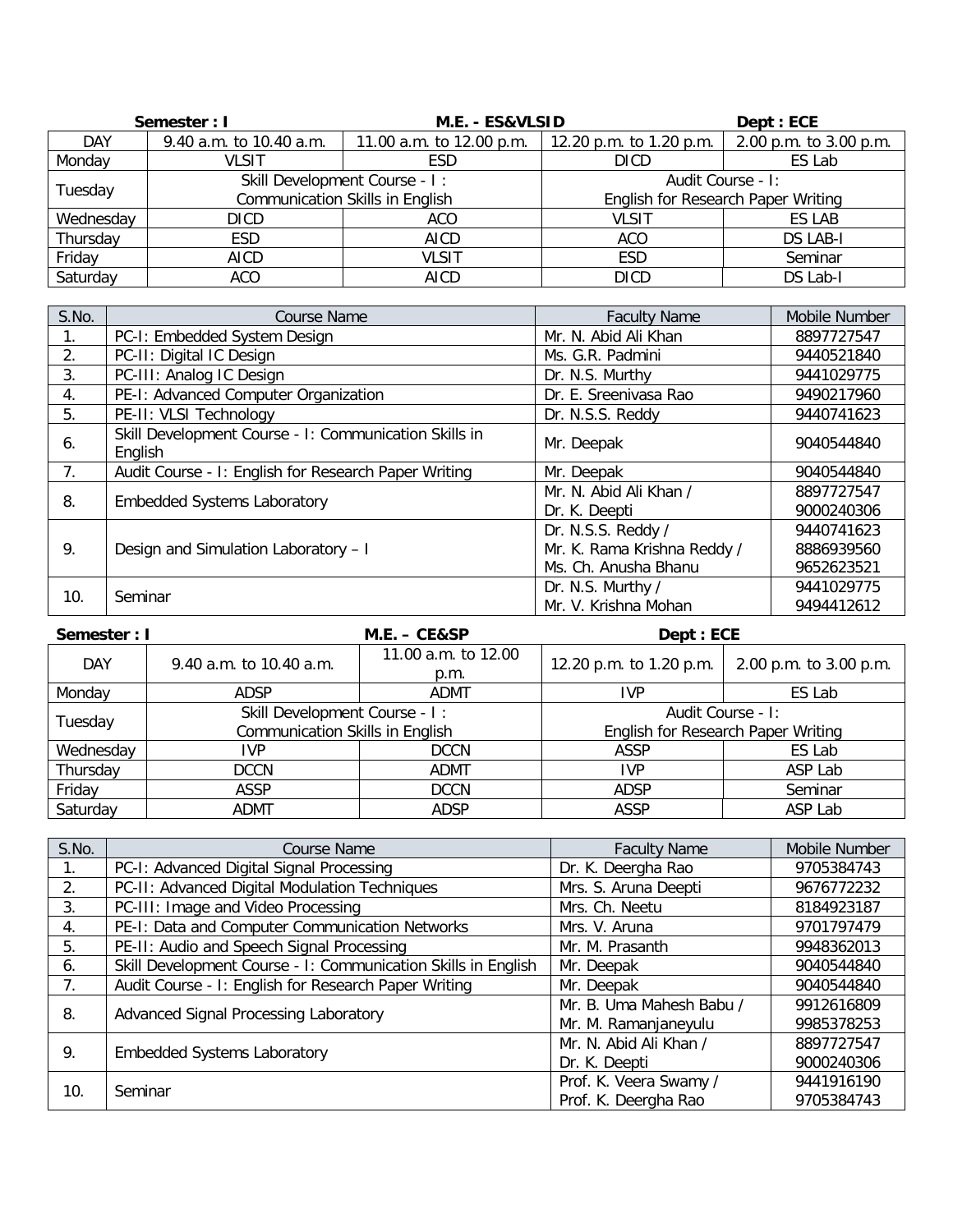**Semester : I** | **M.E. - ES&VLSID** | **Dept : ECE**

| DAY | 9.40 a.m. to 10.40 a.m. | 11.00 a.m. to 12.00 p.m. | 12.20 p.m. to 1.20 p.m. | 2.00 p.m. to 3.00 p.m. |
|---|---|---|---|---|
| Monday | VLSIT | ESD | DICD | ES Lab |
| Tuesday | Skill Development Course - I : Communication Skills in English | | Audit Course - I: English for Research Paper Writing | |
| Wednesday | DICD | ACO | VLSIT | ES LAB |
| Thursday | ESD | AICD | ACO | DS LAB-I |
| Friday | AICD | VLSIT | ESD | Seminar |
| Saturday | ACO | AICD | DICD | DS Lab-I |

| S.No. | Course Name | Faculty Name | Mobile Number |
|---|---|---|---|
| 1. | PC-I: Embedded System Design | Mr. N. Abid Ali Khan | 8897727547 |
| 2. | PC-II: Digital IC Design | Ms. G.R. Padmini | 9440521840 |
| 3. | PC-III: Analog IC Design | Dr. N.S. Murthy | 9441029775 |
| 4. | PE-I: Advanced Computer Organization | Dr. E. Sreenivasa Rao | 9490217960 |
| 5. | PE-II: VLSI Technology | Dr. N.S.S. Reddy | 9440741623 |
| 6. | Skill Development Course - I: Communication Skills in English | Mr. Deepak | 9040544840 |
| 7. | Audit Course - I: English for Research Paper Writing | Mr. Deepak | 9040544840 |
| 8. | Embedded Systems Laboratory | Mr. N. Abid Ali Khan / Dr. K. Deepti | 8897727547 9000240306 |
| 9. | Design and Simulation Laboratory – I | Dr. N.S.S. Reddy / Mr. K. Rama Krishna Reddy / Ms. Ch. Anusha Bhanu | 9440741623 8886939560 9652623521 |
| 10. | Seminar | Dr. N.S. Murthy / Mr. V. Krishna Mohan | 9441029775 9494412612 |

**Semester : I** | **M.E. – CE&SP** | **Dept : ECE**

| DAY | 9.40 a.m. to 10.40 a.m. | 11.00 a.m. to 12.00 p.m. | 12.20 p.m. to 1.20 p.m. | 2.00 p.m. to 3.00 p.m. |
|---|---|---|---|---|
| Monday | ADSP | ADMT | IVP | ES Lab |
| Tuesday | Skill Development Course - I : Communication Skills in English | | Audit Course - I: English for Research Paper Writing | |
| Wednesday | IVP | DCCN | ASSP | ES Lab |
| Thursday | DCCN | ADMT | IVP | ASP Lab |
| Friday | ASSP | DCCN | ADSP | Seminar |
| Saturday | ADMT | ADSP | ASSP | ASP Lab |

| S.No. | Course Name | Faculty Name | Mobile Number |
|---|---|---|---|
| 1. | PC-I: Advanced Digital Signal Processing | Dr. K. Deergha Rao | 9705384743 |
| 2. | PC-II: Advanced Digital Modulation Techniques | Mrs. S. Aruna Deepti | 9676772232 |
| 3. | PC-III: Image and Video Processing | Mrs. Ch. Neetu | 8184923187 |
| 4. | PE-I: Data and Computer Communication Networks | Mrs. V. Aruna | 9701797479 |
| 5. | PE-II: Audio and Speech Signal Processing | Mr. M. Prasanth | 9948362013 |
| 6. | Skill Development Course - I: Communication Skills in English | Mr. Deepak | 9040544840 |
| 7. | Audit Course - I: English for Research Paper Writing | Mr. Deepak | 9040544840 |
| 8. | Advanced Signal Processing Laboratory | Mr. B. Uma Mahesh Babu / Mr. M. Ramanjaneyulu | 9912616809 9985378253 |
| 9. | Embedded Systems Laboratory | Mr. N. Abid Ali Khan / Dr. K. Deepti | 8897727547 9000240306 |
| 10. | Seminar | Prof. K. Veera Swamy / Prof. K. Deergha Rao | 9441916190 9705384743 |